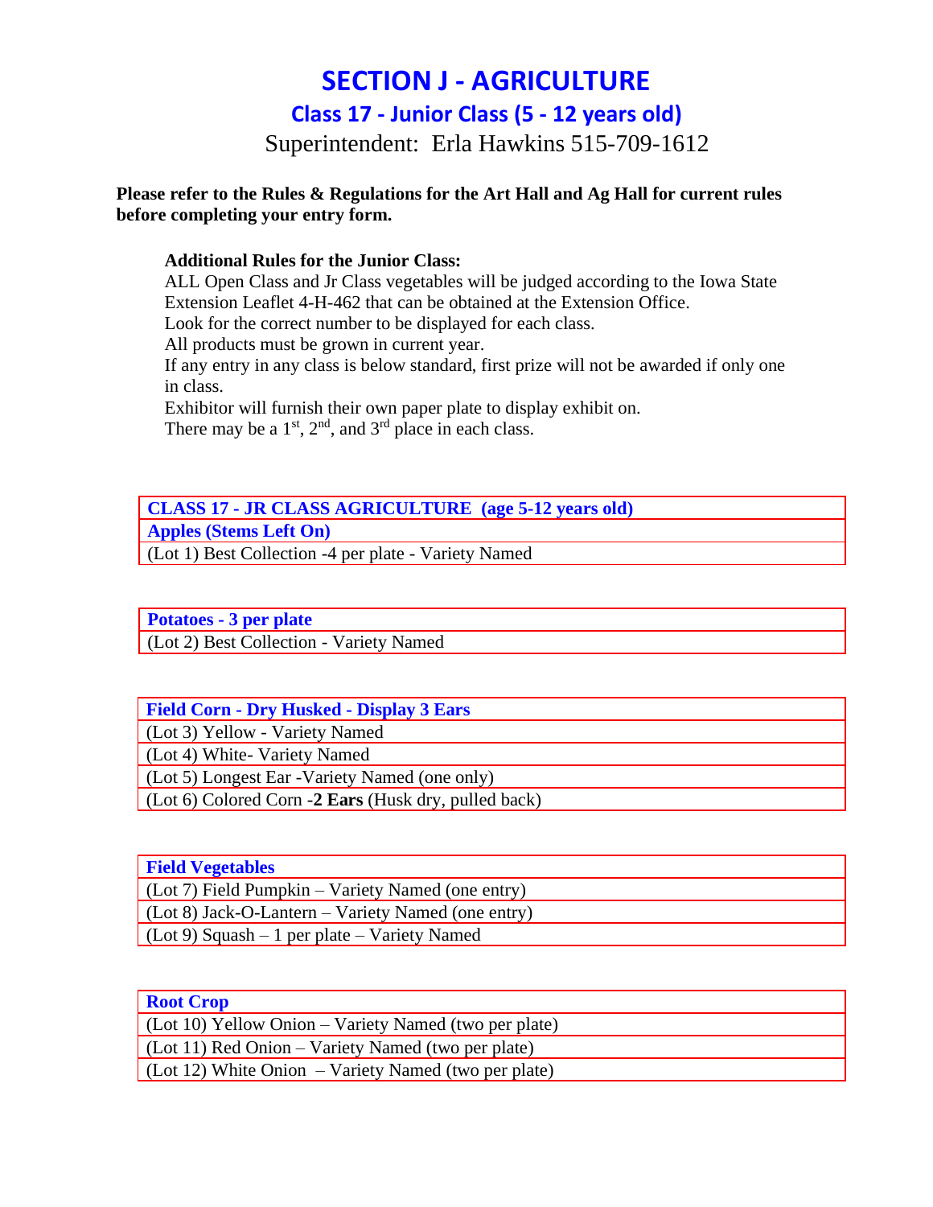# SECTION J - AGRICULTURE

## Class 17 - Junior Class (5 - 12 years old)

Superintendent: Erla Hawkins 515-709-1612

**Please refer to the Rules & Regulations for the Art Hall and Ag Hall for current rules before completing your entry form.**

**Additional Rules for the Junior Class:**

ALL Open Class and Jr Class vegetables will be judged according to the Iowa State Extension Leaflet 4-H-462 that can be obtained at the Extension Office.

Look for the correct number to be displayed for each class.

All products must be grown in current year.

If any entry in any class is below standard, first prize will not be awarded if only one in class.

Exhibitor will furnish their own paper plate to display exhibit on.

There may be a 1st, 2nd, and 3rd place in each class.

| CLASS 17 - JR CLASS AGRICULTURE (age 5-12 years old) |
|---|
| **Apples (Stems Left On)** |
| (Lot 1) Best Collection -4 per plate - Variety Named |

| Potatoes - 3 per plate |
|---|
| (Lot 2) Best Collection - Variety Named |

| Field Corn - Dry Husked - Display 3 Ears |
|---|
| (Lot 3) Yellow - Variety Named |
| (Lot 4) White- Variety Named |
| (Lot 5) Longest Ear -Variety Named (one only) |
| (Lot 6) Colored Corn -**2 Ears** (Husk dry, pulled back) |

| Field Vegetables |
|---|
| (Lot 7) Field Pumpkin – Variety Named (one entry) |
| (Lot 8) Jack-O-Lantern – Variety Named (one entry) |
| (Lot 9) Squash – 1 per plate – Variety Named |

| Root Crop |
|---|
| (Lot 10) Yellow Onion – Variety Named (two per plate) |
| (Lot 11) Red Onion – Variety Named (two per plate) |
| (Lot 12) White Onion – Variety Named (two per plate) |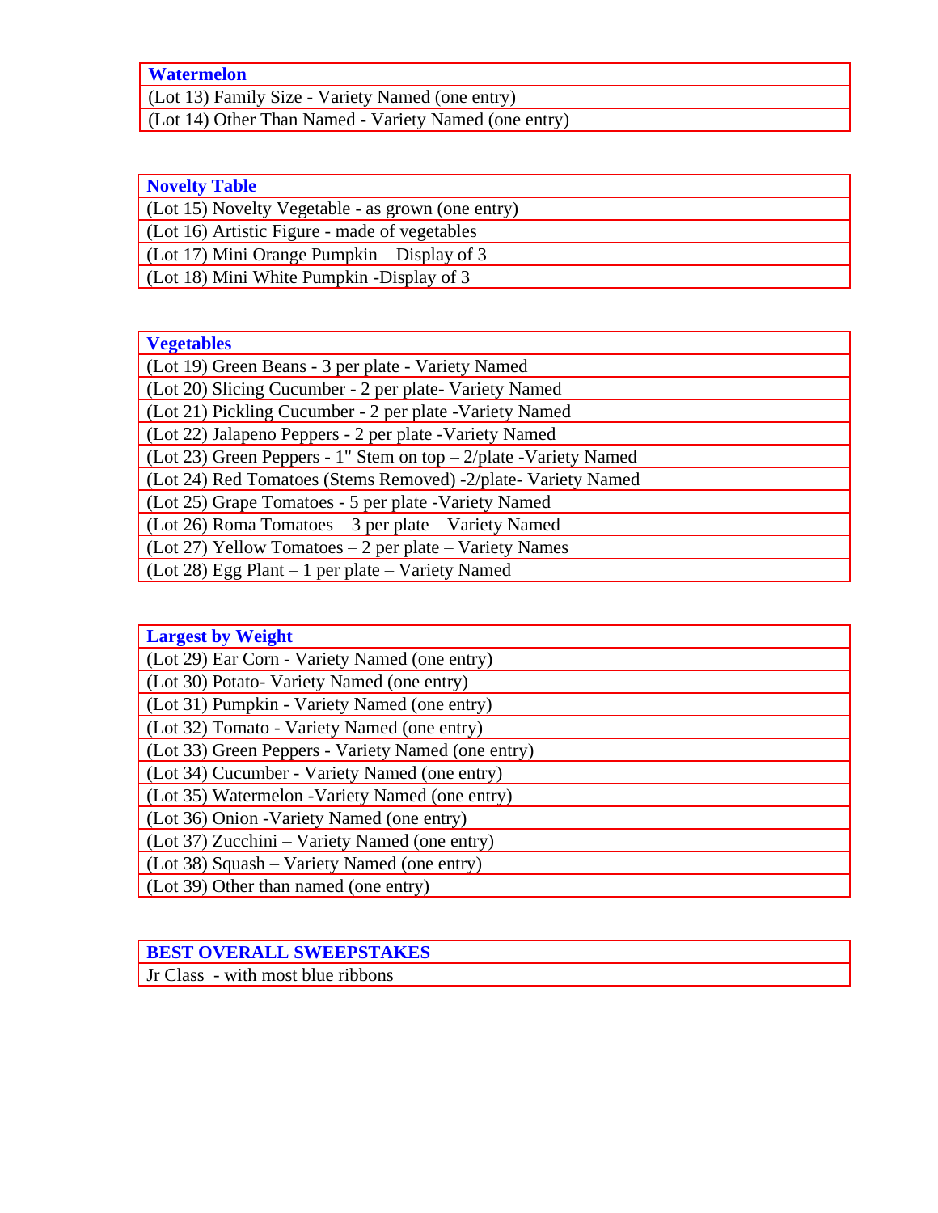| Watermelon |
|---|
| (Lot 13) Family Size - Variety Named (one entry) |
| (Lot 14) Other Than Named - Variety Named (one entry) |

| Novelty Table |
|---|
| (Lot 15) Novelty Vegetable - as grown (one entry) |
| (Lot 16) Artistic Figure - made of vegetables |
| (Lot 17) Mini Orange Pumpkin – Display of 3 |
| (Lot 18) Mini White Pumpkin -Display of 3 |

| Vegetables |
|---|
| (Lot 19) Green Beans - 3 per plate - Variety Named |
| (Lot 20) Slicing Cucumber - 2 per plate- Variety Named |
| (Lot 21) Pickling Cucumber - 2 per plate -Variety Named |
| (Lot 22) Jalapeno Peppers - 2 per plate -Variety Named |
| (Lot 23) Green Peppers - 1" Stem on top – 2/plate -Variety Named |
| (Lot 24) Red Tomatoes (Stems Removed) -2/plate- Variety Named |
| (Lot 25) Grape Tomatoes - 5 per plate -Variety Named |
| (Lot 26) Roma Tomatoes – 3 per plate – Variety Named |
| (Lot 27) Yellow Tomatoes – 2 per plate – Variety Names |
| (Lot 28) Egg Plant – 1 per plate – Variety Named |

| Largest by Weight |
|---|
| (Lot 29) Ear Corn - Variety Named (one entry) |
| (Lot 30) Potato- Variety Named (one entry) |
| (Lot 31) Pumpkin - Variety Named (one entry) |
| (Lot 32) Tomato - Variety Named (one entry) |
| (Lot 33) Green Peppers - Variety Named (one entry) |
| (Lot 34) Cucumber - Variety Named (one entry) |
| (Lot 35) Watermelon -Variety Named (one entry) |
| (Lot 36) Onion -Variety Named (one entry) |
| (Lot 37) Zucchini – Variety Named (one entry) |
| (Lot 38) Squash – Variety Named (one entry) |
| (Lot 39) Other than named (one entry) |

| BEST OVERALL SWEEPSTAKES |
|---|
| Jr Class - with most blue ribbons |